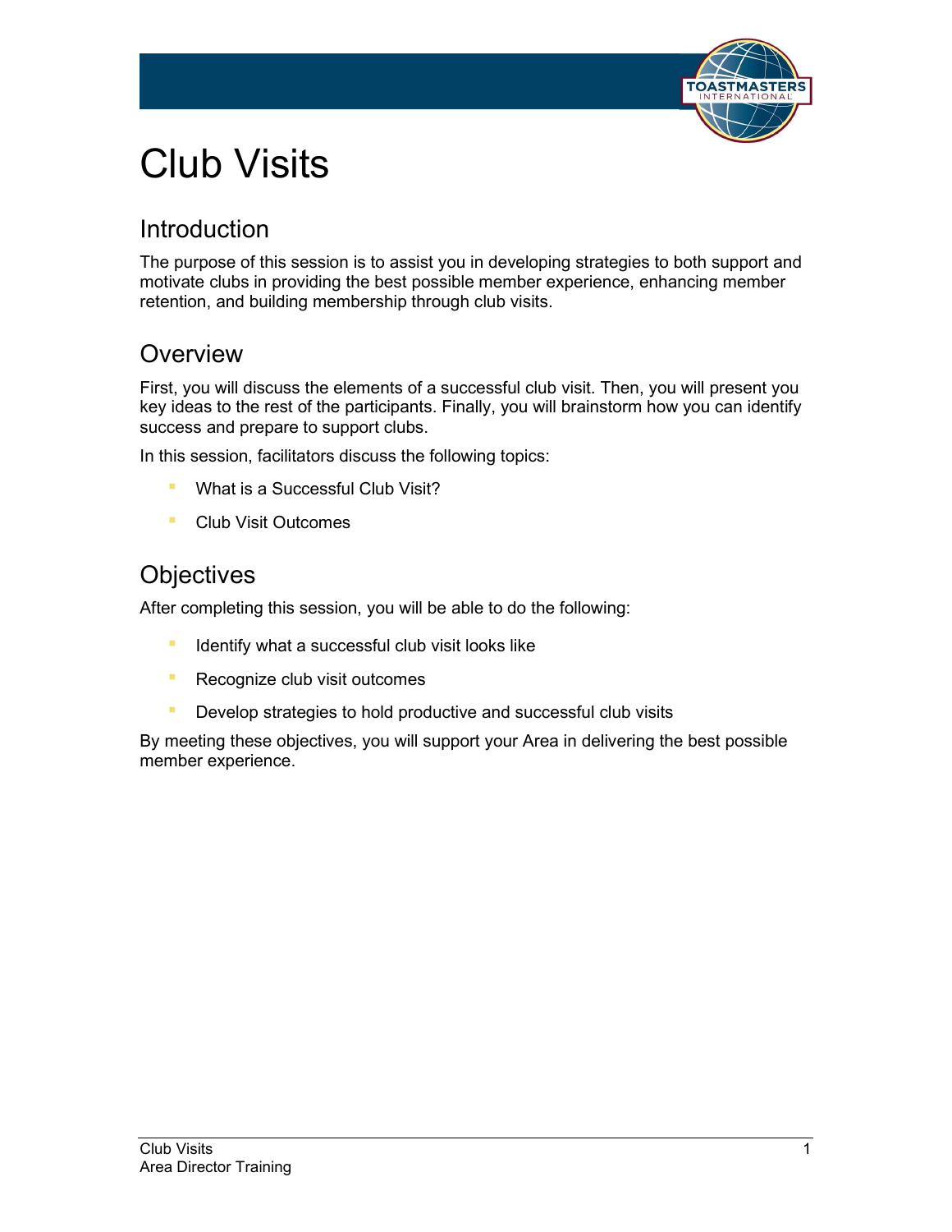# Club Visits

## Introduction

The purpose of this session is to assist you in developing strategies to both support and motivate clubs in providing the best possible member experience, enhancing member retention, and building membership through club visits.

## Overview

First, you will discuss the elements of a successful club visit. Then, you will present you key ideas to the rest of the participants. Finally, you will brainstorm how you can identify success and prepare to support clubs.

In this session, facilitators discuss the following topics:

- What is a Successful Club Visit?
- Club Visit Outcomes

## Objectives

After completing this session, you will be able to do the following:

- Identify what a successful club visit looks like
- Recognize club visit outcomes
- Develop strategies to hold productive and successful club visits

By meeting these objectives, you will support your Area in delivering the best possible member experience.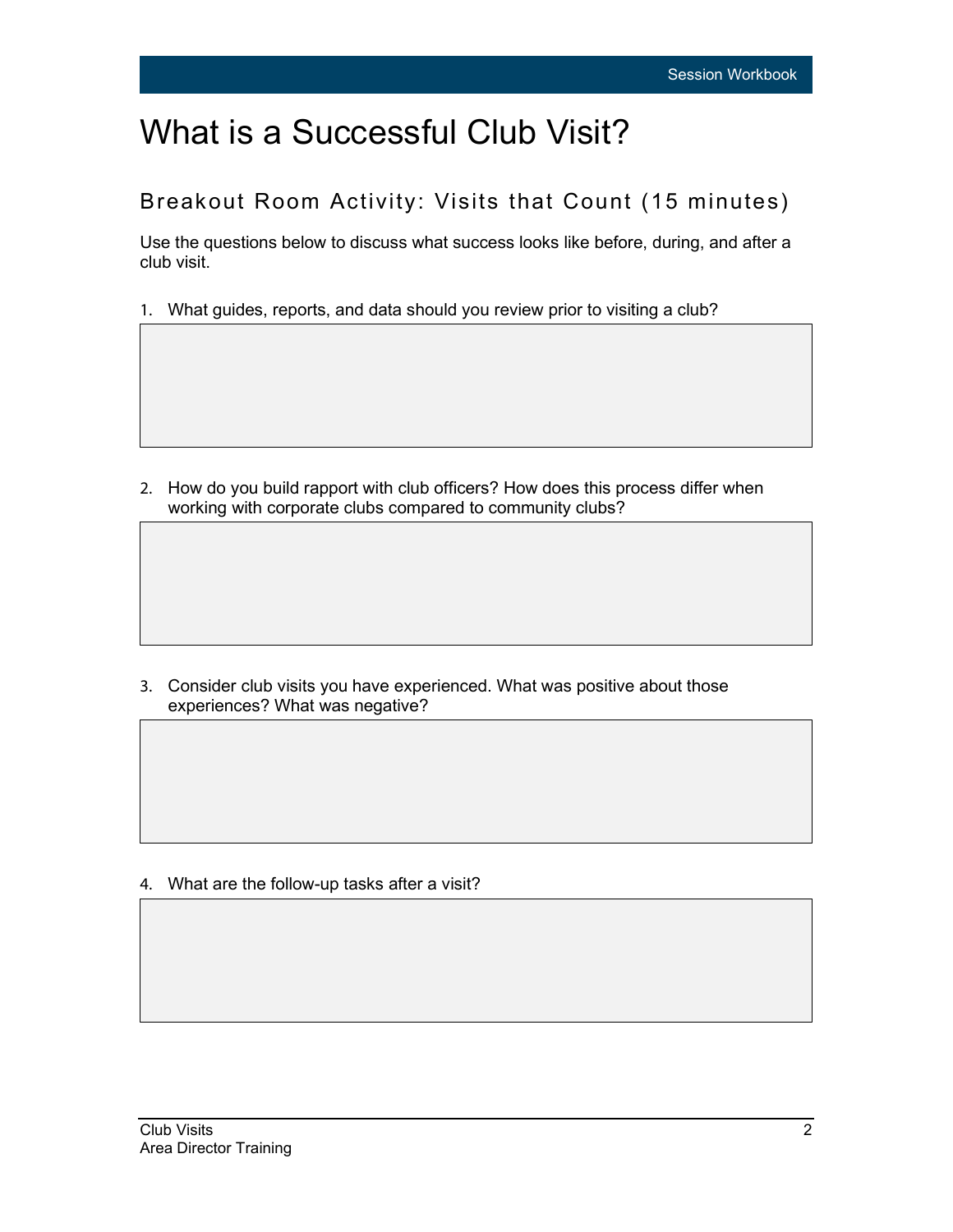# What is a Successful Club Visit?

## Breakout Room Activity: Visits that Count (15 minutes)

Use the questions below to discuss what success looks like before, during, and after a club visit.

1. What guides, reports, and data should you review prior to visiting a club?

2. How do you build rapport with club officers? How does this process differ when working with corporate clubs compared to community clubs?

3. Consider club visits you have experienced. What was positive about those experiences? What was negative?

4. What are the follow-up tasks after a visit?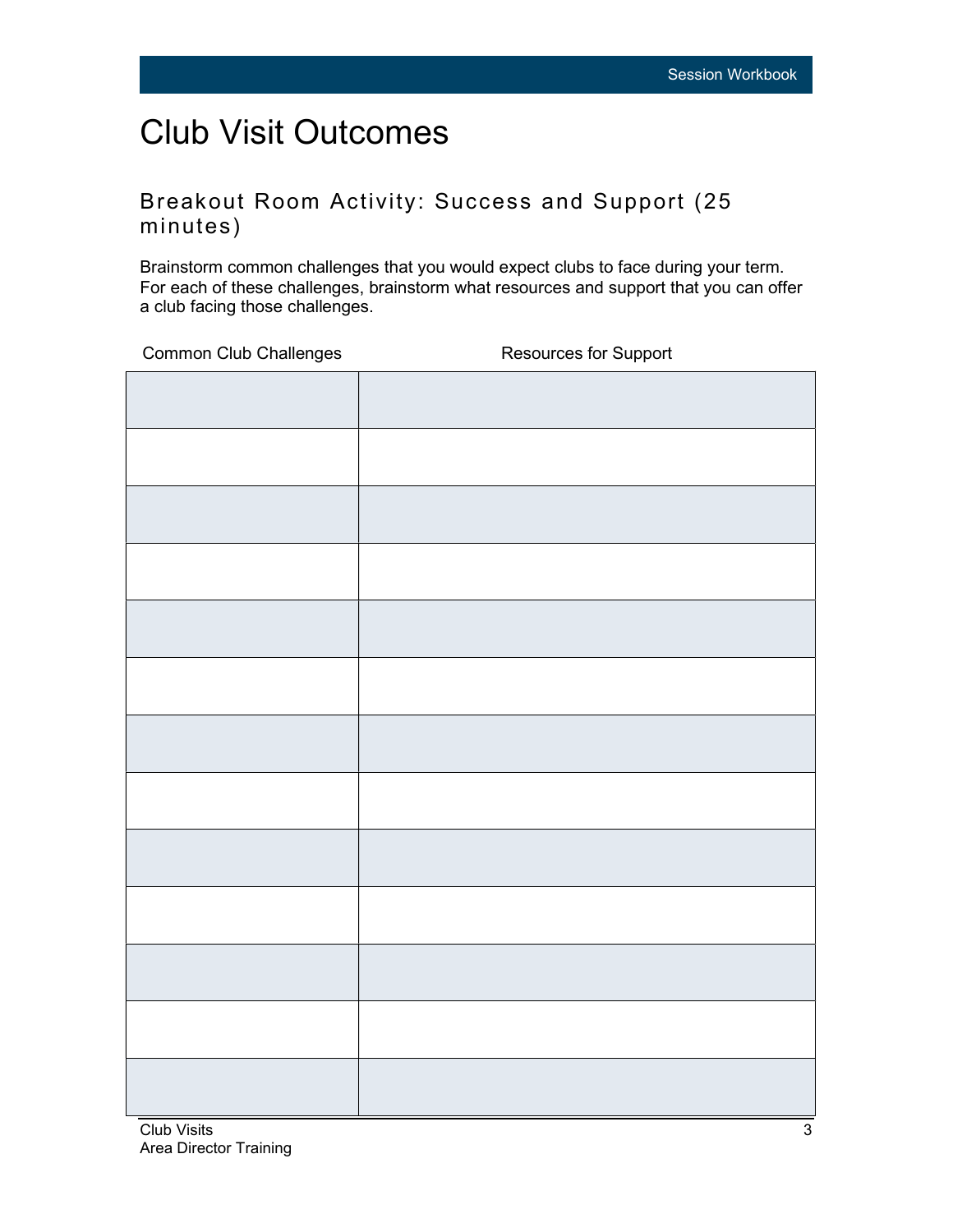# Club Visit Outcomes

## Breakout Room Activity: Success and Support (25 minutes)

Brainstorm common challenges that you would expect clubs to face during your term. For each of these challenges, brainstorm what resources and support that you can offer a club facing those challenges.

| Common Club Challenges | Resources for Support |
|---|---|
| | |
| | |
| | |
| | |
| | |
| | |
| | |
| | |
| | |
| | |
| | |
| | |
| | |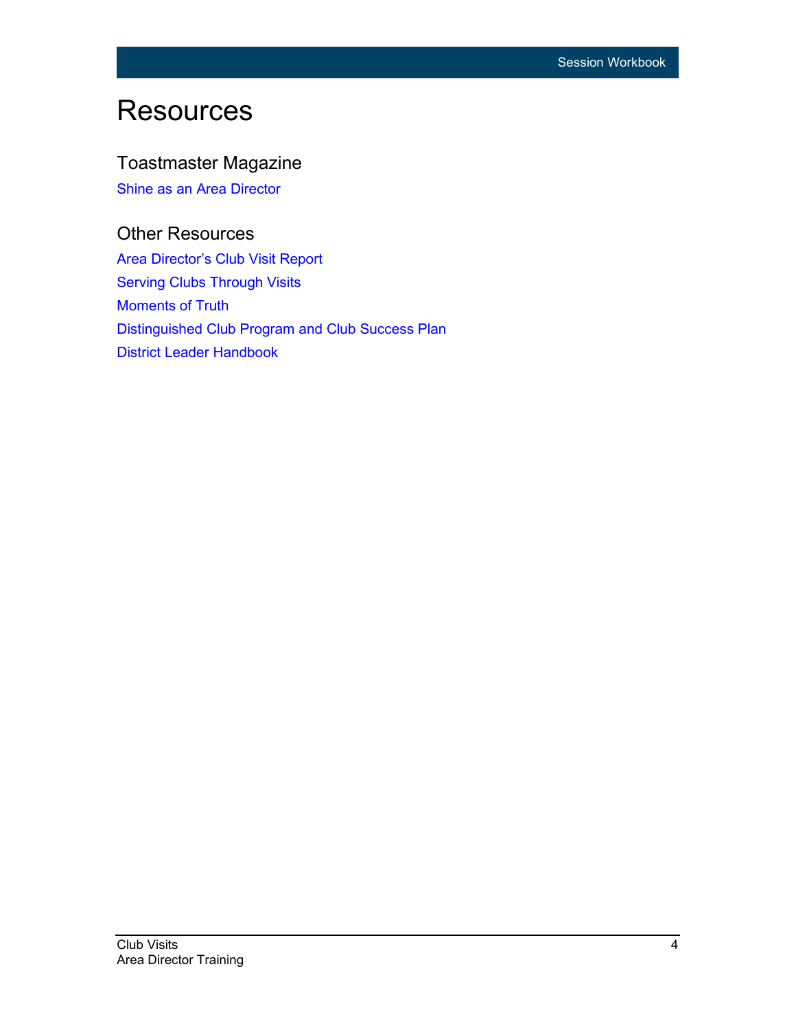# Resources

## Toastmaster Magazine

Shine as an Area Director

## Other Resources

Area Director's Club Visit Report

Serving Clubs Through Visits

Moments of Truth

Distinguished Club Program and Club Success Plan

District Leader Handbook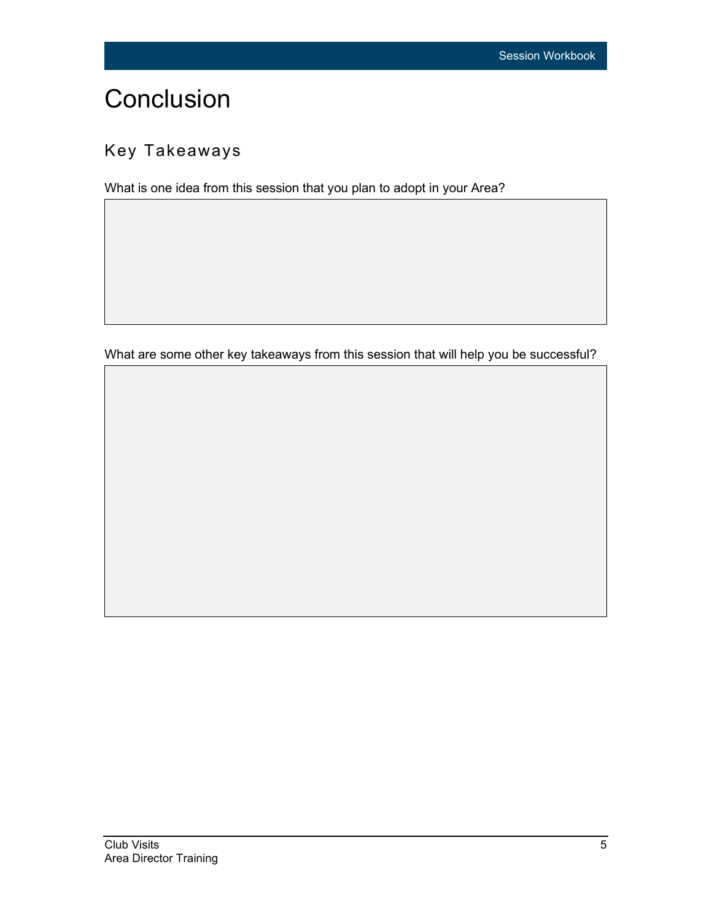# Conclusion

## Key Takeaways

What is one idea from this session that you plan to adopt in your Area?

What are some other key takeaways from this session that will help you be successful?